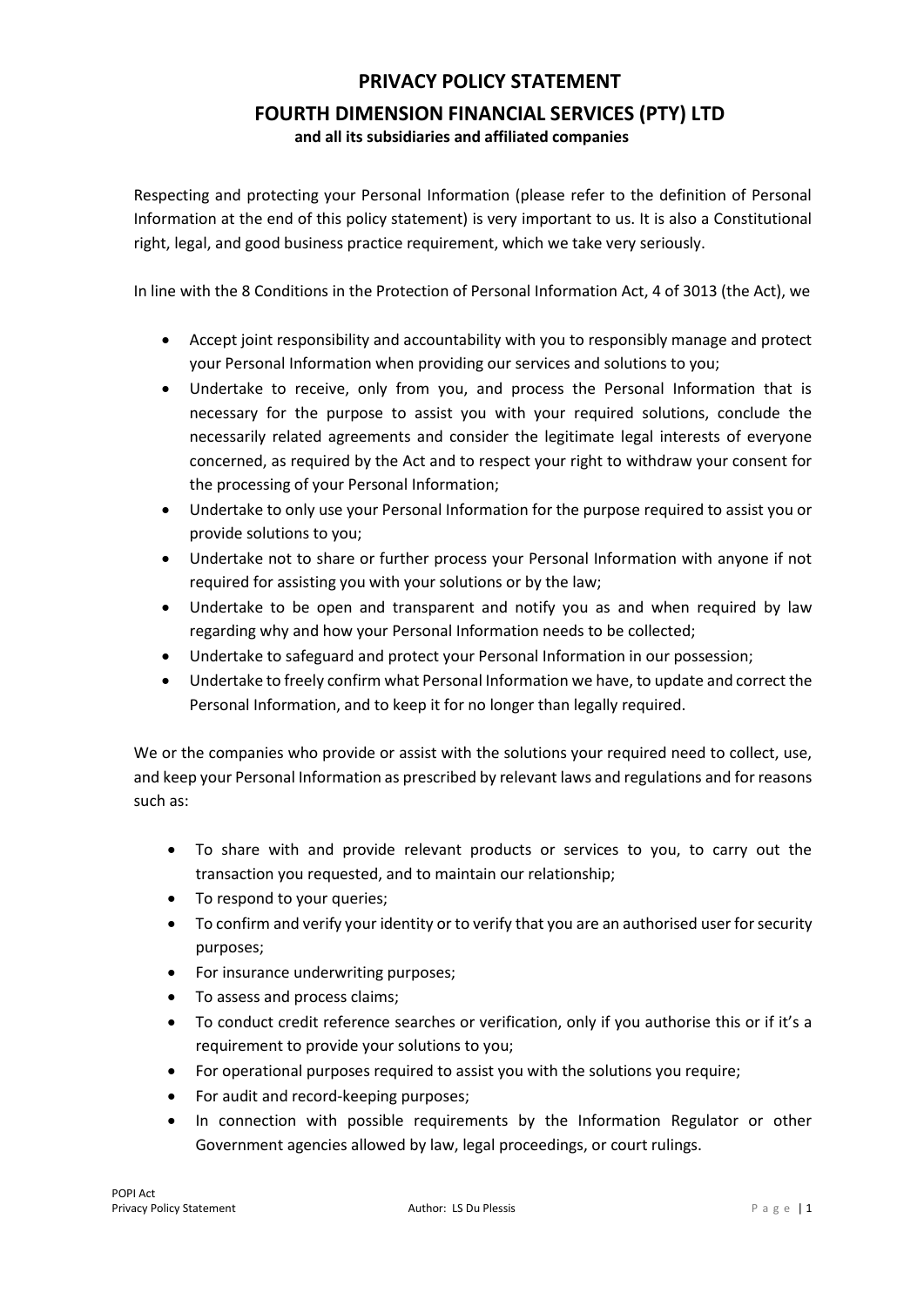# PRIVACY POLICY STATEMENT

## FOURTH DIMENSION FINANCIAL SERVICES (PTY) LTD

**and all its subsidiaries and affiliated companies**

Respecting and protecting your Personal Information (please refer to the definition of Personal Information at the end of this policy statement) is very important to us. It is also a Constitutional right, legal, and good business practice requirement, which we take very seriously.

In line with the 8 Conditions in the Protection of Personal Information Act, 4 of 3013 (the Act), we

- Accept joint responsibility and accountability with you to responsibly manage and protect your Personal Information when providing our services and solutions to you;
- Undertake to receive, only from you, and process the Personal Information that is necessary for the purpose to assist you with your required solutions, conclude the necessarily related agreements and consider the legitimate legal interests of everyone concerned, as required by the Act and to respect your right to withdraw your consent for the processing of your Personal Information;
- Undertake to only use your Personal Information for the purpose required to assist you or provide solutions to you;
- Undertake not to share or further process your Personal Information with anyone if not required for assisting you with your solutions or by the law;
- Undertake to be open and transparent and notify you as and when required by law regarding why and how your Personal Information needs to be collected;
- Undertake to safeguard and protect your Personal Information in our possession;
- Undertake to freely confirm what Personal Information we have, to update and correct the Personal Information, and to keep it for no longer than legally required.

We or the companies who provide or assist with the solutions your required need to collect, use, and keep your Personal Information as prescribed by relevant laws and regulations and for reasons such as:

- To share with and provide relevant products or services to you, to carry out the transaction you requested, and to maintain our relationship;
- To respond to your queries;
- To confirm and verify your identity or to verify that you are an authorised user for security purposes;
- For insurance underwriting purposes;
- To assess and process claims;
- To conduct credit reference searches or verification, only if you authorise this or if it's a requirement to provide your solutions to you;
- For operational purposes required to assist you with the solutions you require;
- For audit and record-keeping purposes;
- In connection with possible requirements by the Information Regulator or other Government agencies allowed by law, legal proceedings, or court rulings.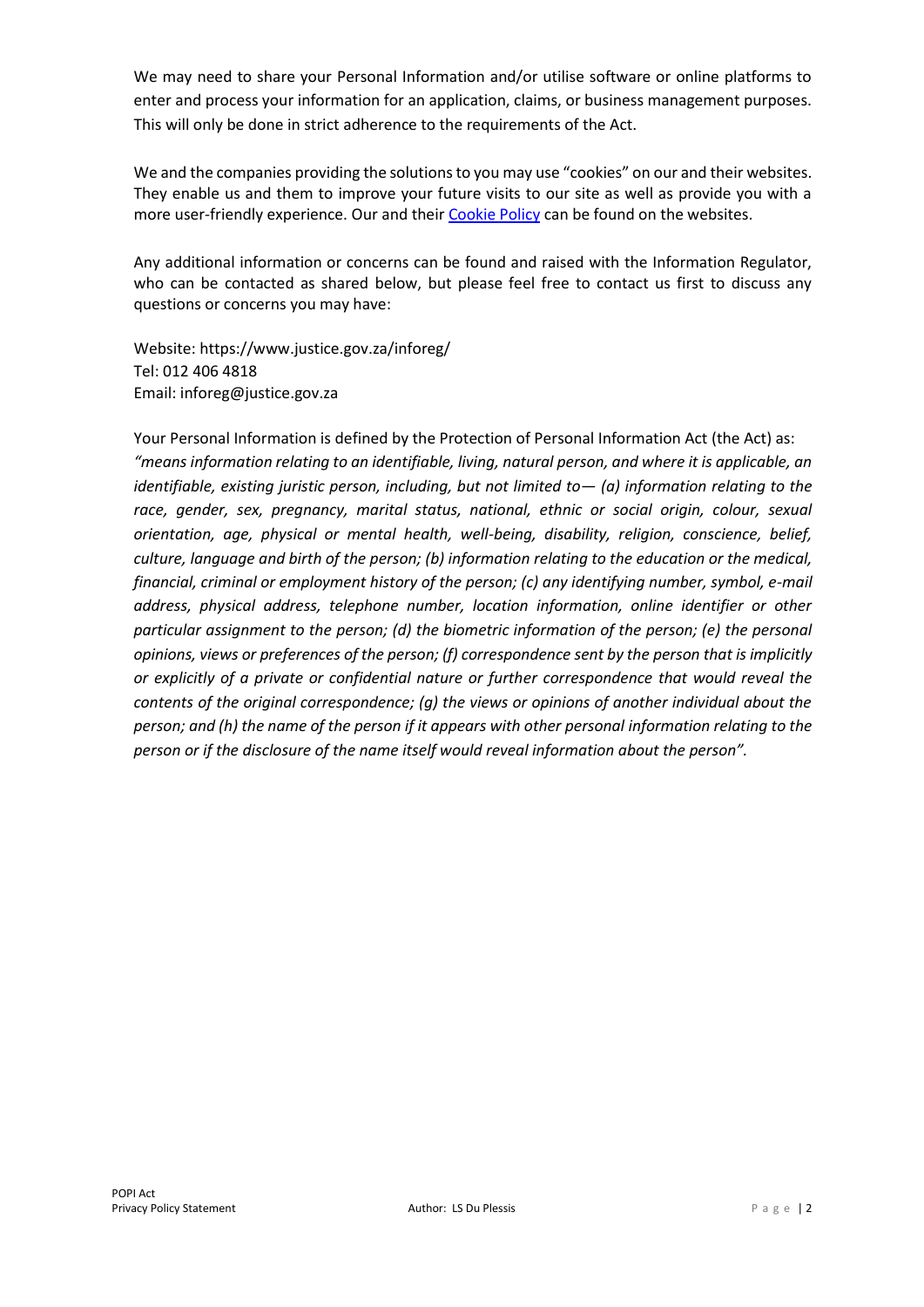We may need to share your Personal Information and/or utilise software or online platforms to enter and process your information for an application, claims, or business management purposes. This will only be done in strict adherence to the requirements of the Act.

We and the companies providing the solutions to you may use "cookies" on our and their websites. They enable us and them to improve your future visits to our site as well as provide you with a more user-friendly experience. Our and their Cookie Policy can be found on the websites.

Any additional information or concerns can be found and raised with the Information Regulator, who can be contacted as shared below, but please feel free to contact us first to discuss any questions or concerns you may have:

Website: https://www.justice.gov.za/inforeg/
Tel: 012 406 4818
Email: inforeg@justice.gov.za

Your Personal Information is defined by the Protection of Personal Information Act (the Act) as:
*"means information relating to an identifiable, living, natural person, and where it is applicable, an identifiable, existing juristic person, including, but not limited to— (a) information relating to the race, gender, sex, pregnancy, marital status, national, ethnic or social origin, colour, sexual orientation, age, physical or mental health, well-being, disability, religion, conscience, belief, culture, language and birth of the person; (b) information relating to the education or the medical, financial, criminal or employment history of the person; (c) any identifying number, symbol, e-mail address, physical address, telephone number, location information, online identifier or other particular assignment to the person; (d) the biometric information of the person; (e) the personal opinions, views or preferences of the person; (f) correspondence sent by the person that is implicitly or explicitly of a private or confidential nature or further correspondence that would reveal the contents of the original correspondence; (g) the views or opinions of another individual about the person; and (h) the name of the person if it appears with other personal information relating to the person or if the disclosure of the name itself would reveal information about the person".*